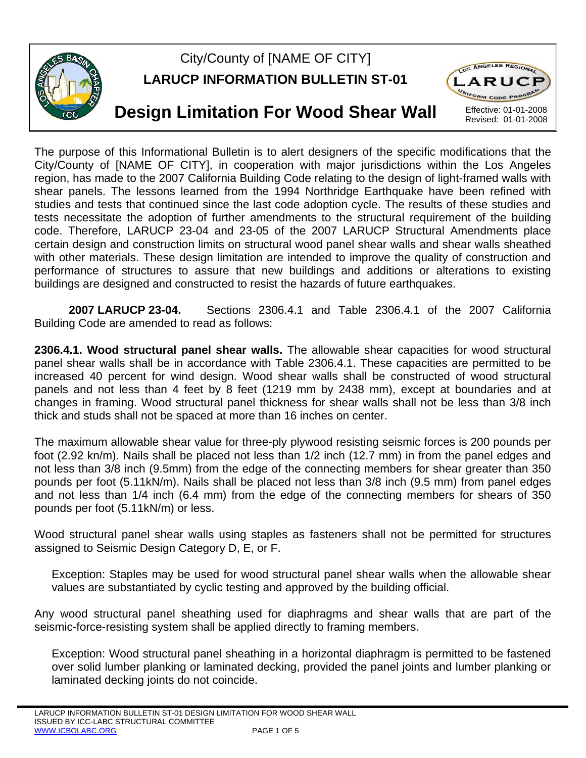City/County of [NAME OF CITY]

**LARUCP INFORMATION BULLETIN ST-01**

# Design Limitation For Wood Shear Wall

Effective: 01-01-2008
Revised: 01-01-2008

The purpose of this Informational Bulletin is to alert designers of the specific modifications that the City/County of [NAME OF CITY], in cooperation with major jurisdictions within the Los Angeles region, has made to the 2007 California Building Code relating to the design of light-framed walls with shear panels. The lessons learned from the 1994 Northridge Earthquake have been refined with studies and tests that continued since the last code adoption cycle. The results of these studies and tests necessitate the adoption of further amendments to the structural requirement of the building code. Therefore, LARUCP 23-04 and 23-05 of the 2007 LARUCP Structural Amendments place certain design and construction limits on structural wood panel shear walls and shear walls sheathed with other materials. These design limitation are intended to improve the quality of construction and performance of structures to assure that new buildings and additions or alterations to existing buildings are designed and constructed to resist the hazards of future earthquakes.

**2007 LARUCP 23-04.** Sections 2306.4.1 and Table 2306.4.1 of the 2007 California Building Code are amended to read as follows:

**2306.4.1. Wood structural panel shear walls.** The allowable shear capacities for wood structural panel shear walls shall be in accordance with Table 2306.4.1. These capacities are permitted to be increased 40 percent for wind design. Wood shear walls shall be constructed of wood structural panels and not less than 4 feet by 8 feet (1219 mm by 2438 mm), except at boundaries and at changes in framing. Wood structural panel thickness for shear walls shall not be less than 3/8 inch thick and studs shall not be spaced at more than 16 inches on center.

The maximum allowable shear value for three-ply plywood resisting seismic forces is 200 pounds per foot (2.92 kn/m). Nails shall be placed not less than 1/2 inch (12.7 mm) in from the panel edges and not less than 3/8 inch (9.5mm) from the edge of the connecting members for shear greater than 350 pounds per foot (5.11kN/m). Nails shall be placed not less than 3/8 inch (9.5 mm) from panel edges and not less than 1/4 inch (6.4 mm) from the edge of the connecting members for shears of 350 pounds per foot (5.11kN/m) or less.

Wood structural panel shear walls using staples as fasteners shall not be permitted for structures assigned to Seismic Design Category D, E, or F.

> Exception: Staples may be used for wood structural panel shear walls when the allowable shear values are substantiated by cyclic testing and approved by the building official.

Any wood structural panel sheathing used for diaphragms and shear walls that are part of the seismic-force-resisting system shall be applied directly to framing members.

> Exception: Wood structural panel sheathing in a horizontal diaphragm is permitted to be fastened over solid lumber planking or laminated decking, provided the panel joints and lumber planking or laminated decking joints do not coincide.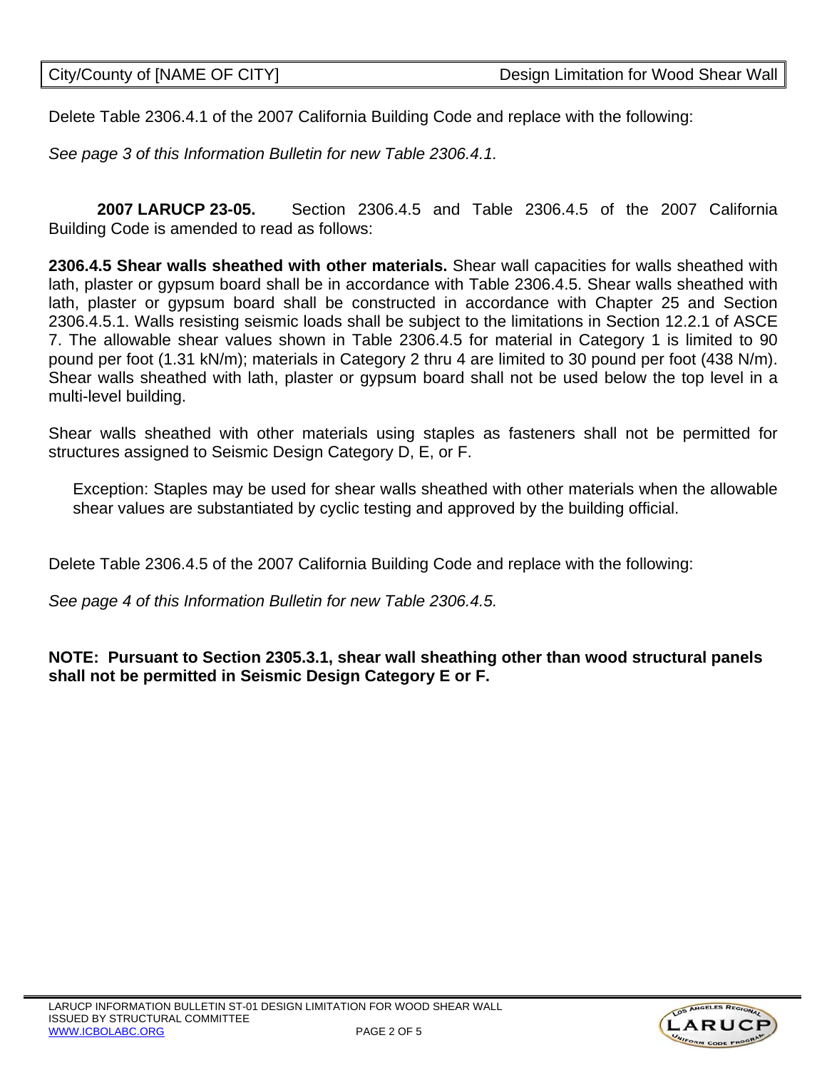Delete Table 2306.4.1 of the 2007 California Building Code and replace with the following:

*See page 3 of this Information Bulletin for new Table 2306.4.1.*

**2007 LARUCP 23-05.** Section 2306.4.5 and Table 2306.4.5 of the 2007 California Building Code is amended to read as follows:

**2306.4.5 Shear walls sheathed with other materials.** Shear wall capacities for walls sheathed with lath, plaster or gypsum board shall be in accordance with Table 2306.4.5. Shear walls sheathed with lath, plaster or gypsum board shall be constructed in accordance with Chapter 25 and Section 2306.4.5.1. Walls resisting seismic loads shall be subject to the limitations in Section 12.2.1 of ASCE 7. The allowable shear values shown in Table 2306.4.5 for material in Category 1 is limited to 90 pound per foot (1.31 kN/m); materials in Category 2 thru 4 are limited to 30 pound per foot (438 N/m). Shear walls sheathed with lath, plaster or gypsum board shall not be used below the top level in a multi-level building.

Shear walls sheathed with other materials using staples as fasteners shall not be permitted for structures assigned to Seismic Design Category D, E, or F.

> Exception: Staples may be used for shear walls sheathed with other materials when the allowable shear values are substantiated by cyclic testing and approved by the building official.

Delete Table 2306.4.5 of the 2007 California Building Code and replace with the following:

*See page 4 of this Information Bulletin for new Table 2306.4.5.*

**NOTE: Pursuant to Section 2305.3.1, shear wall sheathing other than wood structural panels shall not be permitted in Seismic Design Category E or F.**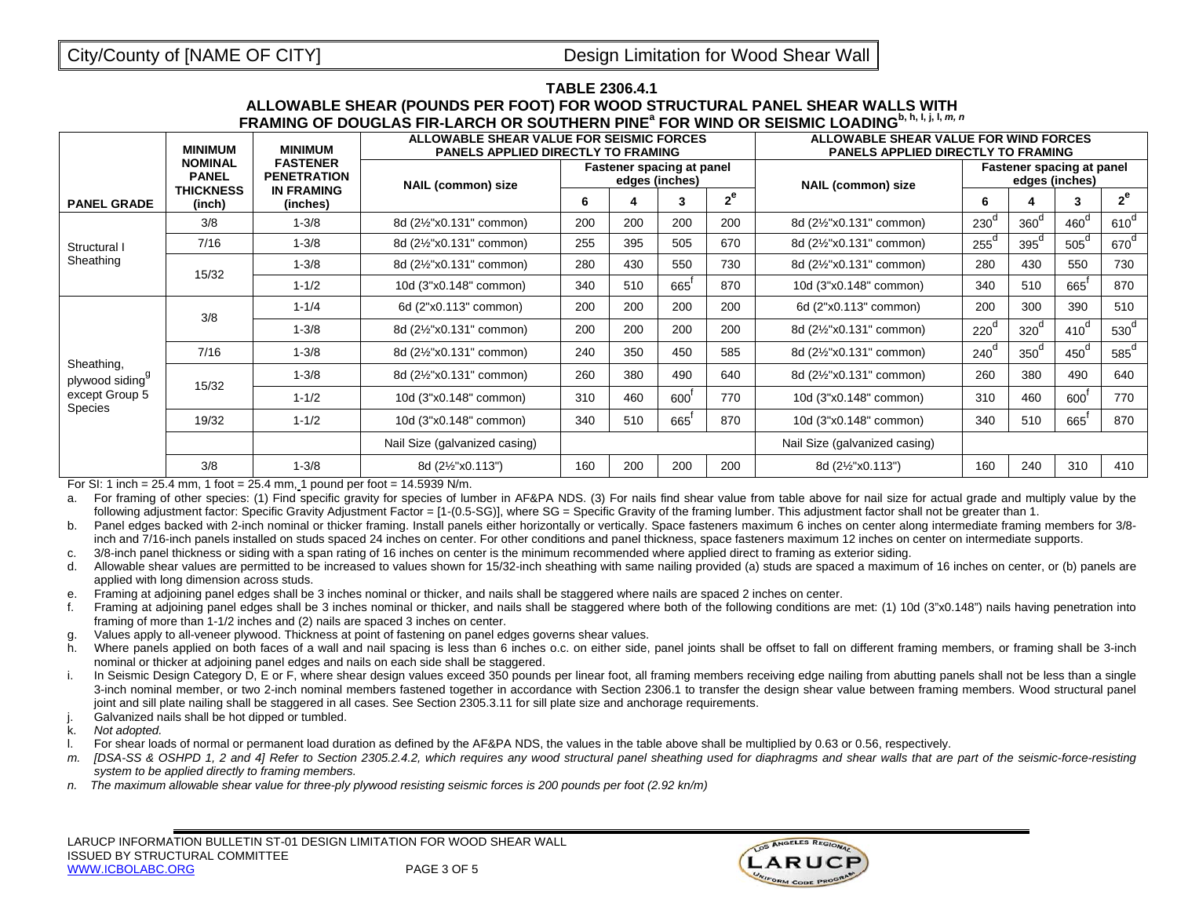**TABLE 2306.4.1**

**ALLOWABLE SHEAR (POUNDS PER FOOT) FOR WOOD STRUCTURAL PANEL SHEAR WALLS WITH FRAMING OF DOUGLAS FIR-LARCH OR SOUTHERN PINE[a] FOR WIND OR SEISMIC LOADING[b, h, I, j, l, m, n]**

| PANEL GRADE | MINIMUM NOMINAL PANEL THICKNESS (inch) | MINIMUM FASTENER PENETRATION IN FRAMING (inches) | ALLOWABLE SHEAR VALUE FOR SEISMIC FORCES PANELS APPLIED DIRECTLY TO FRAMING NAIL (common) size | Fastener spacing at panel edges (inches) 6 | 4 | 3 | 2[e] | ALLOWABLE SHEAR VALUE FOR WIND FORCES PANELS APPLIED DIRECTLY TO FRAMING NAIL (common) size | Fastener spacing at panel edges (inches) 6 | 4 | 3 | 2[e] |
|---|---|---|---|---|---|---|---|---|---|---|---|---|
| Structural I Sheathing | 3/8 | 1-3/8 | 8d (2½"x0.131" common) | 200 | 200 | 200 | 200 | 8d (2½"x0.131" common) | 230[d] | 360[d] | 460[d] | 610[d] |
| | 7/16 | 1-3/8 | 8d (2½"x0.131" common) | 255 | 395 | 505 | 670 | 8d (2½"x0.131" common) | 255[d] | 395[d] | 505[d] | 670[d] |
| | 15/32 | 1-3/8 | 8d (2½"x0.131" common) | 280 | 430 | 550 | 730 | 8d (2½"x0.131" common) | 280 | 430 | 550 | 730 |
| | | 1-1/2 | 10d (3"x0.148" common) | 340 | 510 | 665[f] | 870 | 10d (3"x0.148" common) | 340 | 510 | 665[f] | 870 |
| Sheathing, plywood siding[g] except Group 5 Species | 3/8 | 1-1/4 | 6d (2"x0.113" common) | 200 | 200 | 200 | 200 | 6d (2"x0.113" common) | 200 | 300 | 390 | 510 |
| | | 1-3/8 | 8d (2½"x0.131" common) | 200 | 200 | 200 | 200 | 8d (2½"x0.131" common) | 220[d] | 320[d] | 410[d] | 530[d] |
| | 7/16 | 1-3/8 | 8d (2½"x0.131" common) | 240 | 350 | 450 | 585 | 8d (2½"x0.131" common) | 240[d] | 350[d] | 450[d] | 585[d] |
| | 15/32 | 1-3/8 | 8d (2½"x0.131" common) | 260 | 380 | 490 | 640 | 8d (2½"x0.131" common) | 260 | 380 | 490 | 640 |
| | | 1-1/2 | 10d (3"x0.148" common) | 310 | 460 | 600[f] | 770 | 10d (3"x0.148" common) | 310 | 460 | 600[f] | 770 |
| | 19/32 | 1-1/2 | 10d (3"x0.148" common) | 340 | 510 | 665[f] | 870 | 10d (3"x0.148" common) | 340 | 510 | 665[f] | 870 |
| | | | Nail Size (galvanized casing) | | | | | Nail Size (galvanized casing) | | | | |
| | 3/8 | 1-3/8 | 8d (2½"x0.113") | 160 | 200 | 200 | 200 | 8d (2½"x0.113") | 160 | 240 | 310 | 410 |

For SI: 1 inch = 25.4 mm, 1 foot = 25.4 mm, 1 pound per foot = 14.5939 N/m.

a. For framing of other species: (1) Find specific gravity for species of lumber in AF&PA NDS. (3) For nails find shear value from table above for nail size for actual grade and multiply value by the following adjustment factor: Specific Gravity Adjustment Factor = [1-(0.5-SG)], where SG = Specific Gravity of the framing lumber. This adjustment factor shall not be greater than 1.

b. Panel edges backed with 2-inch nominal or thicker framing. Install panels either horizontally or vertically. Space fasteners maximum 6 inches on center along intermediate framing members for 3/8-inch and 7/16-inch panels installed on studs spaced 24 inches on center. For other conditions and panel thickness, space fasteners maximum 12 inches on center on intermediate supports.

c. 3/8-inch panel thickness or siding with a span rating of 16 inches on center is the minimum recommended where applied direct to framing as exterior siding.

d. Allowable shear values are permitted to be increased to values shown for 15/32-inch sheathing with same nailing provided (a) studs are spaced a maximum of 16 inches on center, or (b) panels are applied with long dimension across studs.

e. Framing at adjoining panel edges shall be 3 inches nominal or thicker, and nails shall be staggered where nails are spaced 2 inches on center.

f. Framing at adjoining panel edges shall be 3 inches nominal or thicker, and nails shall be staggered where both of the following conditions are met: (1) 10d (3"x0.148") nails having penetration into framing of more than 1-1/2 inches and (2) nails are spaced 3 inches on center.

g. Values apply to all-veneer plywood. Thickness at point of fastening on panel edges governs shear values.

h. Where panels applied on both faces of a wall and nail spacing is less than 6 inches o.c. on either side, panel joints shall be offset to fall on different framing members, or framing shall be 3-inch nominal or thicker at adjoining panel edges and nails on each side shall be staggered.

i. In Seismic Design Category D, E or F, where shear design values exceed 350 pounds per linear foot, all framing members receiving edge nailing from abutting panels shall not be less than a single 3-inch nominal member, or two 2-inch nominal members fastened together in accordance with Section 2306.1 to transfer the design shear value between framing members. Wood structural panel joint and sill plate nailing shall be staggered in all cases. See Section 2305.3.11 for sill plate size and anchorage requirements.

j. Galvanized nails shall be hot dipped or tumbled.

k. *Not adopted.*

l. For shear loads of normal or permanent load duration as defined by the AF&PA NDS, the values in the table above shall be multiplied by 0.63 or 0.56, respectively.

*m. [DSA-SS & OSHPD 1, 2 and 4] Refer to Section 2305.2.4.2, which requires any wood structural panel sheathing used for diaphragms and shear walls that are part of the seismic-force-resisting system to be applied directly to framing members.*

*n. The maximum allowable shear value for three-ply plywood resisting seismic forces is 200 pounds per foot (2.92 kn/m)*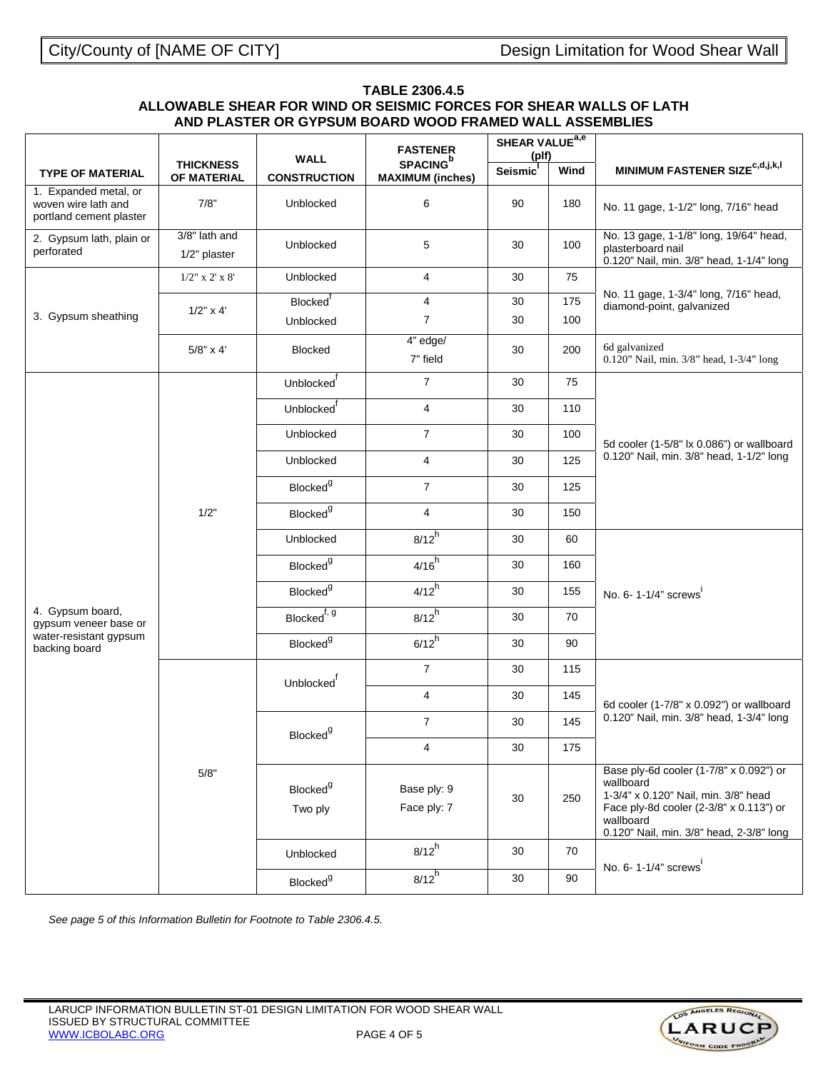**TABLE 2306.4.5**
**ALLOWABLE SHEAR FOR WIND OR SEISMIC FORCES FOR SHEAR WALLS OF LATH AND PLASTER OR GYPSUM BOARD WOOD FRAMED WALL ASSEMBLIES**

| TYPE OF MATERIAL | THICKNESS OF MATERIAL | WALL CONSTRUCTION | FASTENER SPACING[b] MAXIMUM (inches) | SHEAR VALUE[a,e] (plf) Seismic[l] | Wind | MINIMUM FASTENER SIZE[c,d,j,k,l] |
|---|---|---|---|---|---|---|
| 1. Expanded metal, or woven wire lath and portland cement plaster | 7/8" | Unblocked | 6 | 90 | 180 | No. 11 gage, 1-1/2" long, 7/16" head |
| 2. Gypsum lath, plain or perforated | 3/8" lath and 1/2" plaster | Unblocked | 5 | 30 | 100 | No. 13 gage, 1-1/8" long, 19/64" head, plasterboard nail 0.120" Nail, min. 3/8" head, 1-1/4" long |
| 3. Gypsum sheathing | 1/2" x 2' x 8' | Unblocked | 4 | 30 | 75 | No. 11 gage, 1-3/4" long, 7/16" head, diamond-point, galvanized |
| | 1/2" x 4' | Blocked[f] | 4 | 30 | 175 | |
| | | Unblocked | 7 | 30 | 100 | |
| | 5/8" x 4' | Blocked | 4" edge/ 7" field | 30 | 200 | 6d galvanized 0.120" Nail, min. 3/8" head, 1-3/4" long |
| 4. Gypsum board, gypsum veneer base or water-resistant gypsum backing board | 1/2" | Unblocked[f] | 7 | 30 | 75 | 5d cooler (1-5/8" lx 0.086") or wallboard 0.120" Nail, min. 3/8" head, 1-1/2" long |
| | | Unblocked[f] | 4 | 30 | 110 | |
| | | Unblocked | 7 | 30 | 100 | |
| | | Unblocked | 4 | 30 | 125 | |
| | | Blocked[g] | 7 | 30 | 125 | |
| | | Blocked[g] | 4 | 30 | 150 | |
| | | Unblocked | 8/12[h] | 30 | 60 | No. 6- 1-1/4" screws[i] |
| | | Blocked[g] | 4/16[h] | 30 | 160 | |
| | | Blocked[g] | 4/12[h] | 30 | 155 | |
| | | Blocked[f, g] | 8/12[h] | 30 | 70 | |
| | | Blocked[g] | 6/12[h] | 30 | 90 | |
| | 5/8" | Unblocked[f] | 7 | 30 | 115 | 6d cooler (1-7/8" x 0.092") or wallboard 0.120" Nail, min. 3/8" head, 1-3/4" long |
| | | | 4 | 30 | 145 | |
| | | Blocked[g] | 7 | 30 | 145 | |
| | | | 4 | 30 | 175 | |
| | | Blocked[g] Two ply | Base ply: 9 Face ply: 7 | 30 | 250 | Base ply-6d cooler (1-7/8" x 0.092") or wallboard 1-3/4" x 0.120" Nail, min. 3/8" head Face ply-8d cooler (2-3/8" x 0.113") or wallboard 0.120" Nail, min. 3/8" head, 2-3/8" long |
| | | Unblocked | 8/12[h] | 30 | 70 | No. 6- 1-1/4" screws[i] |
| | | Blocked[g] | 8/12[h] | 30 | 90 | |

*See page 5 of this Information Bulletin for Footnote to Table 2306.4.5.*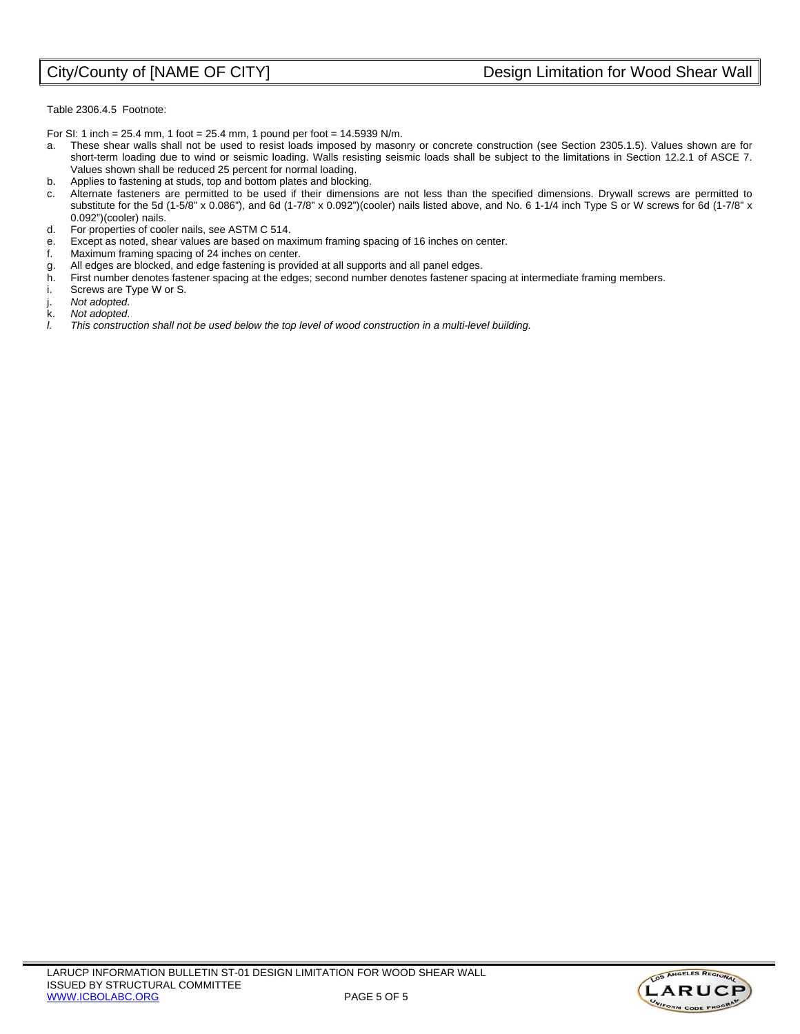Table 2306.4.5 Footnote:

For SI: 1 inch = 25.4 mm, 1 foot = 25.4 mm, 1 pound per foot = 14.5939 N/m.

a. These shear walls shall not be used to resist loads imposed by masonry or concrete construction (see Section 2305.1.5). Values shown are for short-term loading due to wind or seismic loading. Walls resisting seismic loads shall be subject to the limitations in Section 12.2.1 of ASCE 7. Values shown shall be reduced 25 percent for normal loading.
b. Applies to fastening at studs, top and bottom plates and blocking.
c. Alternate fasteners are permitted to be used if their dimensions are not less than the specified dimensions. Drywall screws are permitted to substitute for the 5d (1-5/8" x 0.086"), and 6d (1-7/8" x 0.092")(cooler) nails listed above, and No. 6 1-1/4 inch Type S or W screws for 6d (1-7/8" x 0.092")(cooler) nails.
d. For properties of cooler nails, see ASTM C 514.
e. Except as noted, shear values are based on maximum framing spacing of 16 inches on center.
f. Maximum framing spacing of 24 inches on center.
g. All edges are blocked, and edge fastening is provided at all supports and all panel edges.
h. First number denotes fastener spacing at the edges; second number denotes fastener spacing at intermediate framing members.
i. Screws are Type W or S.
j. *Not adopted.*
k. *Not adopted.*
*l. This construction shall not be used below the top level of wood construction in a multi-level building.*